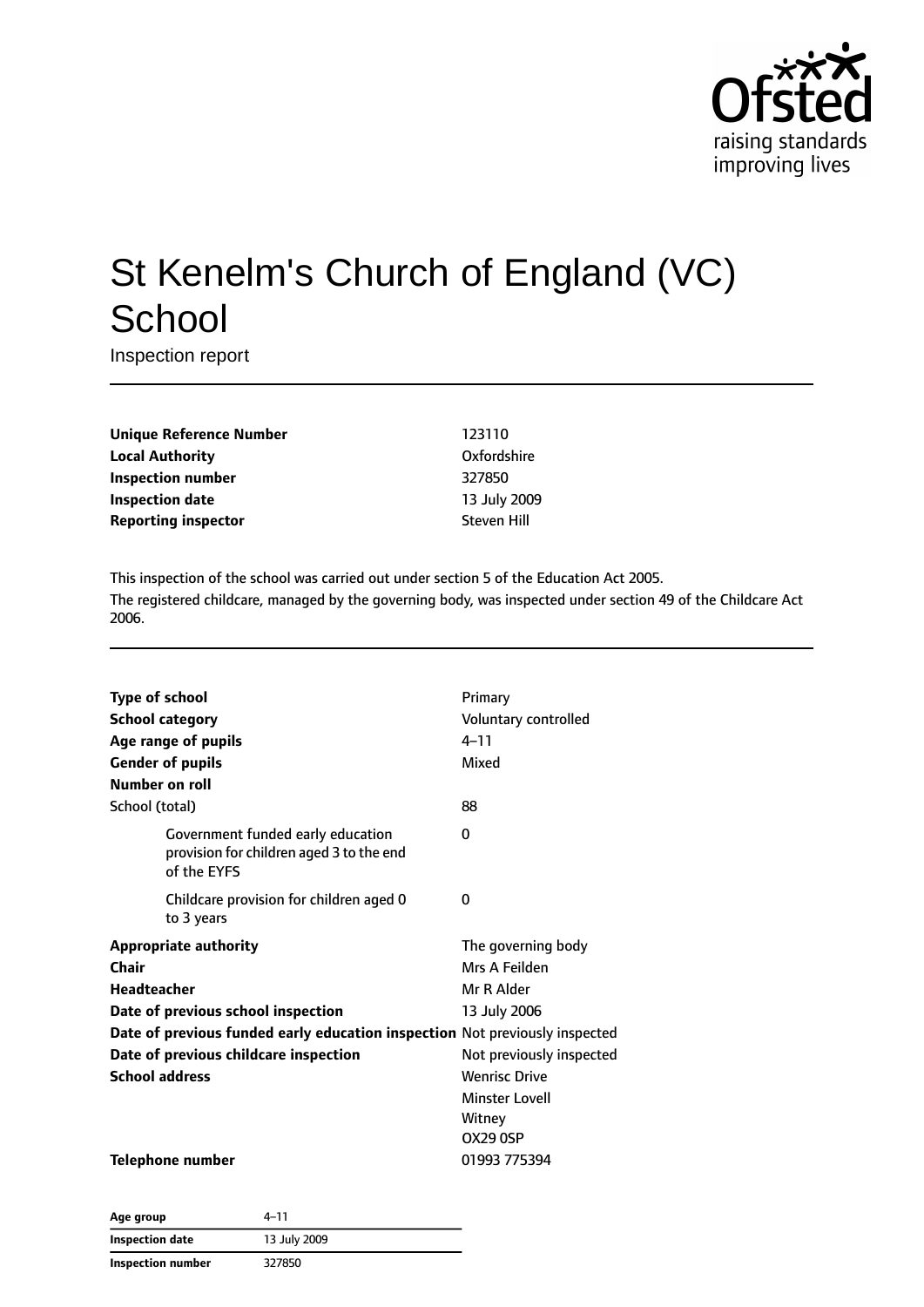# St Kenelm's Church of England (VC) School

Inspection report

| | |
|---|---|
| **Unique Reference Number** | 123110 |
| **Local Authority** | Oxfordshire |
| **Inspection number** | 327850 |
| **Inspection date** | 13 July 2009 |
| **Reporting inspector** | Steven Hill |

This inspection of the school was carried out under section 5 of the Education Act 2005.

The registered childcare, managed by the governing body, was inspected under section 49 of the Childcare Act 2006.

| | |
|---|---|
| **Type of school** | Primary |
| **School category** | Voluntary controlled |
| **Age range of pupils** | 4–11 |
| **Gender of pupils** | Mixed |
| **Number on roll** | |
| School (total) | 88 |
| Government funded early education provision for children aged 3 to the end of the EYFS | 0 |
| Childcare provision for children aged 0 to 3 years | 0 |
| **Appropriate authority** | The governing body |
| **Chair** | Mrs A Feilden |
| **Headteacher** | Mr R Alder |
| **Date of previous school inspection** | 13 July 2006 |
| **Date of previous funded early education inspection** | Not previously inspected |
| **Date of previous childcare inspection** | Not previously inspected |
| **School address** | Wenrisc Drive<br>Minster Lovell<br>Witney<br>OX29 0SP |
| **Telephone number** | 01993 775394 |

| | |
|---|---|
| **Age group** | 4–11 |
| **Inspection date** | 13 July 2009 |
| **Inspection number** | 327850 |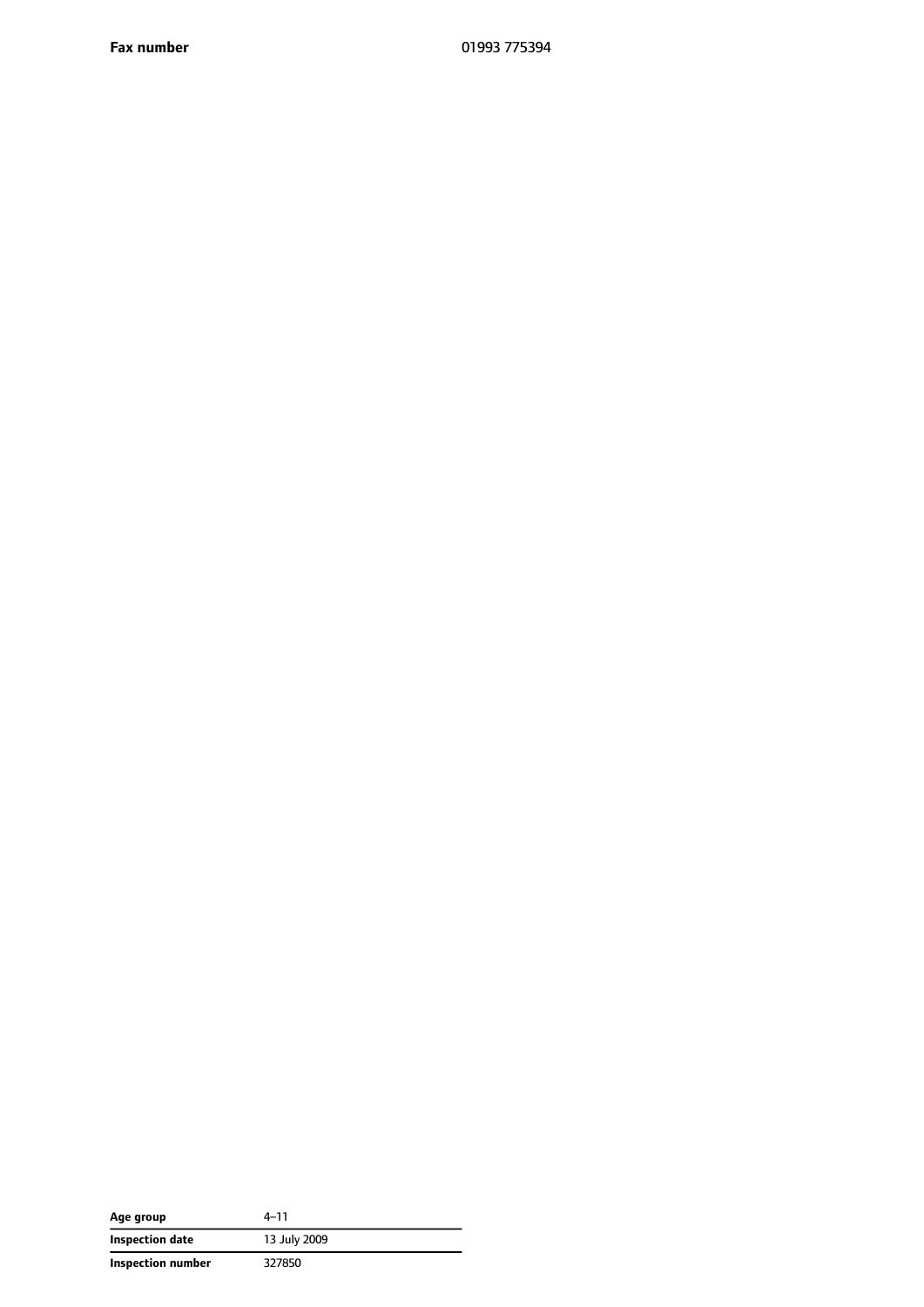| | |
|---|---|
| **Fax number** | 01993 775394 |

| | |
|---|---|
| **Age group** | 4–11 |
| **Inspection date** | 13 July 2009 |
| **Inspection number** | 327850 |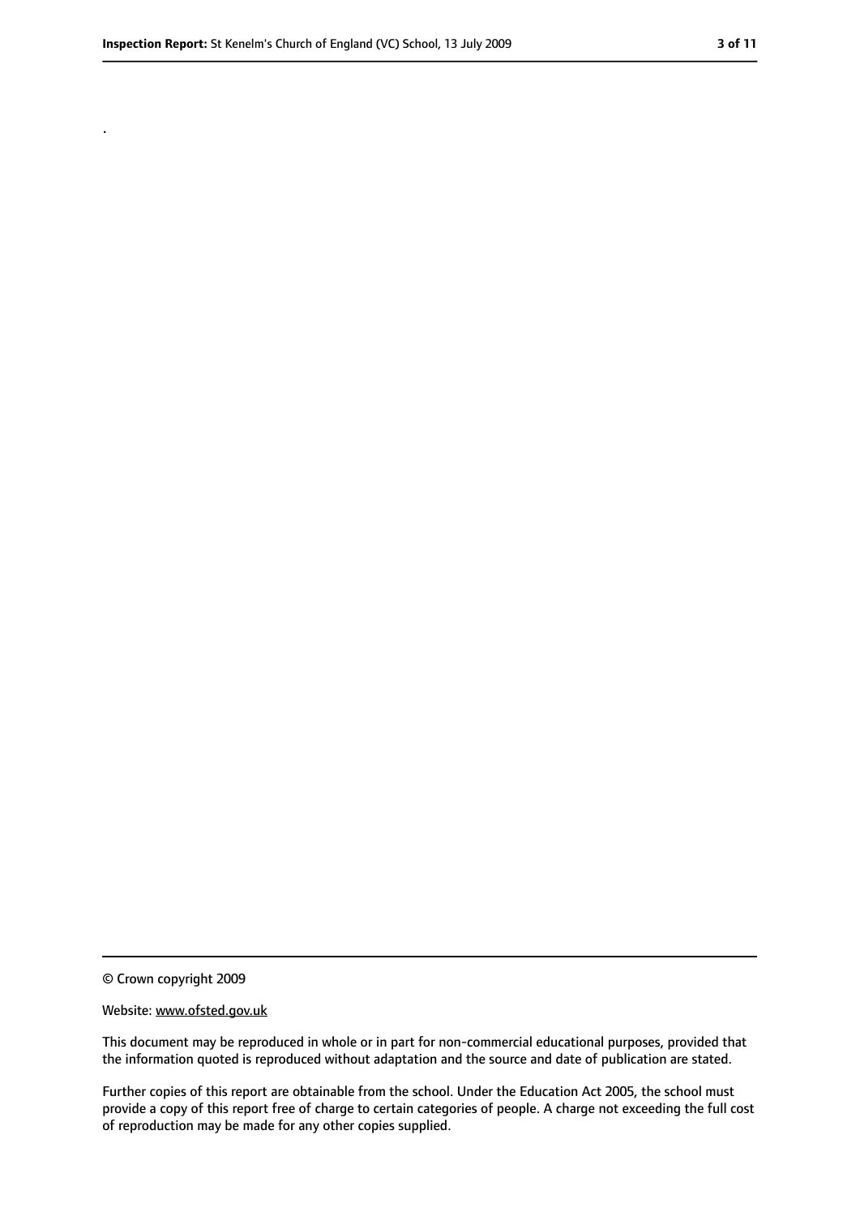.

© Crown copyright 2009

Website: www.ofsted.gov.uk

This document may be reproduced in whole or in part for non-commercial educational purposes, provided that the information quoted is reproduced without adaptation and the source and date of publication are stated.

Further copies of this report are obtainable from the school. Under the Education Act 2005, the school must provide a copy of this report free of charge to certain categories of people. A charge not exceeding the full cost of reproduction may be made for any other copies supplied.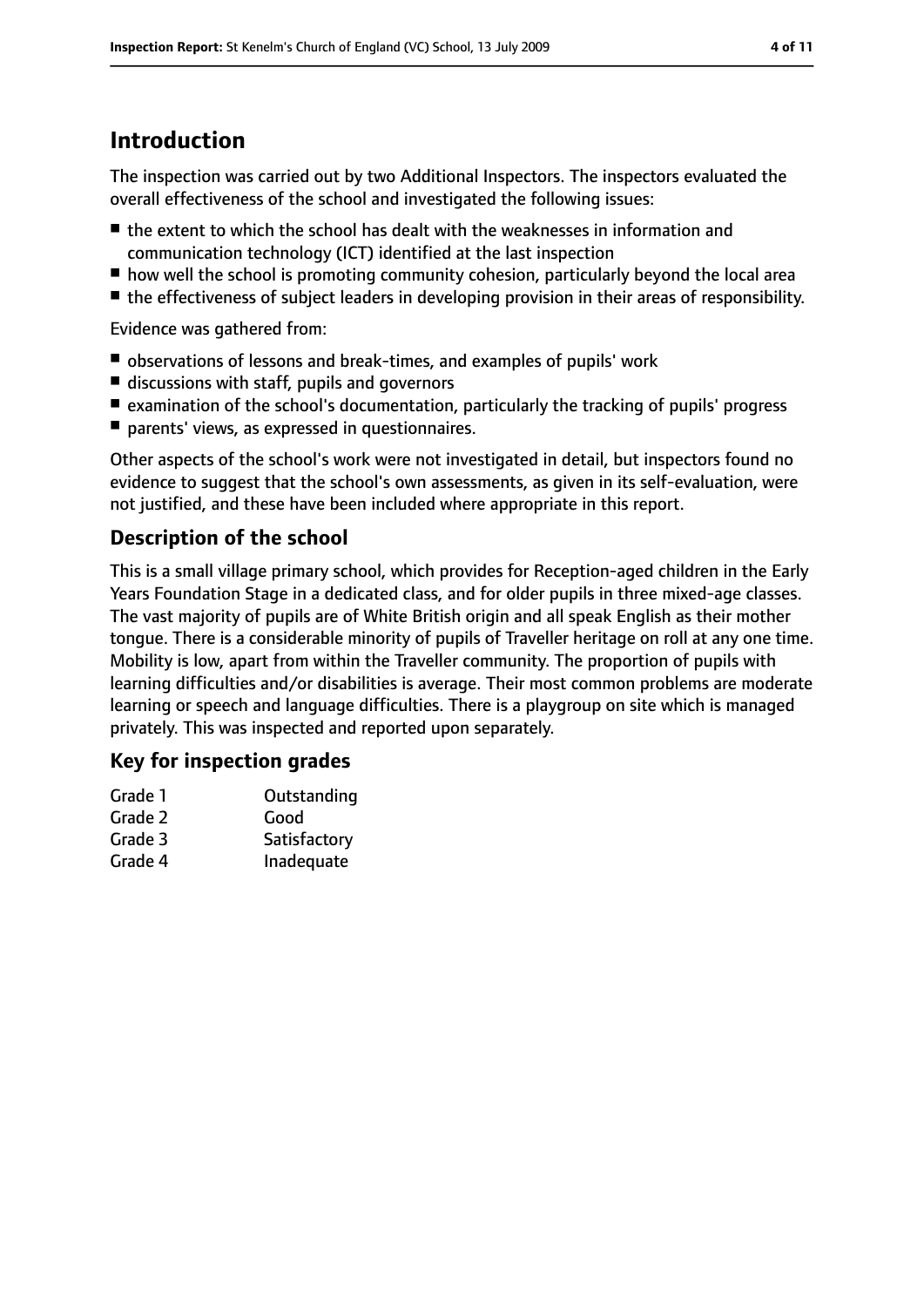## Introduction

The inspection was carried out by two Additional Inspectors. The inspectors evaluated the overall effectiveness of the school and investigated the following issues:

- the extent to which the school has dealt with the weaknesses in information and communication technology (ICT) identified at the last inspection
- how well the school is promoting community cohesion, particularly beyond the local area
- the effectiveness of subject leaders in developing provision in their areas of responsibility.

Evidence was gathered from:

- observations of lessons and break-times, and examples of pupils' work
- discussions with staff, pupils and governors
- examination of the school's documentation, particularly the tracking of pupils' progress
- parents' views, as expressed in questionnaires.

Other aspects of the school's work were not investigated in detail, but inspectors found no evidence to suggest that the school's own assessments, as given in its self-evaluation, were not justified, and these have been included where appropriate in this report.

### Description of the school

This is a small village primary school, which provides for Reception-aged children in the Early Years Foundation Stage in a dedicated class, and for older pupils in three mixed-age classes. The vast majority of pupils are of White British origin and all speak English as their mother tongue. There is a considerable minority of pupils of Traveller heritage on roll at any one time. Mobility is low, apart from within the Traveller community. The proportion of pupils with learning difficulties and/or disabilities is average. Their most common problems are moderate learning or speech and language difficulties. There is a playgroup on site which is managed privately. This was inspected and reported upon separately.

### Key for inspection grades

| | |
|---|---|
| Grade 1 | Outstanding |
| Grade 2 | Good |
| Grade 3 | Satisfactory |
| Grade 4 | Inadequate |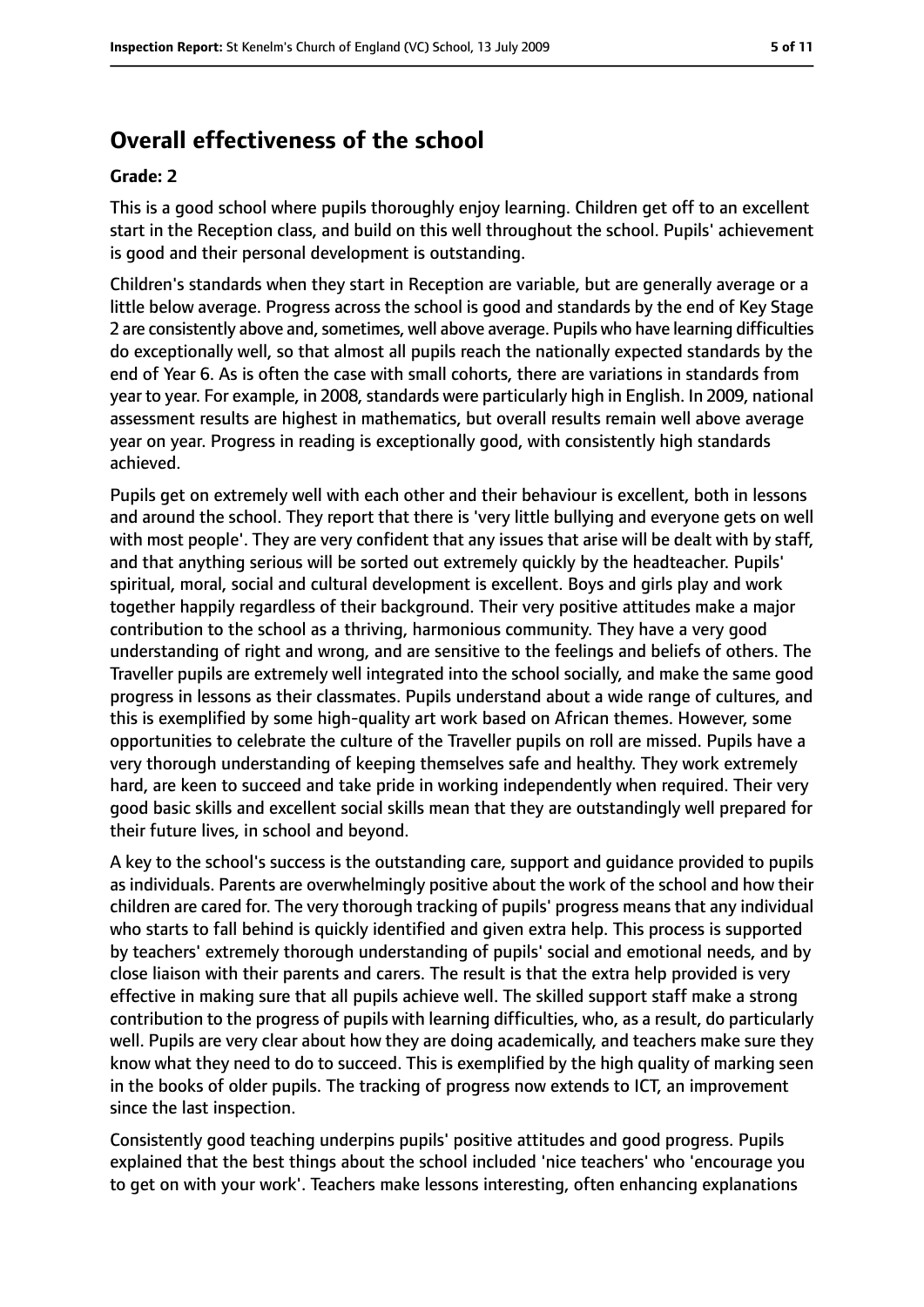## Overall effectiveness of the school

### Grade: 2

This is a good school where pupils thoroughly enjoy learning. Children get off to an excellent start in the Reception class, and build on this well throughout the school. Pupils' achievement is good and their personal development is outstanding.

Children's standards when they start in Reception are variable, but are generally average or a little below average. Progress across the school is good and standards by the end of Key Stage 2 are consistently above and, sometimes, well above average. Pupils who have learning difficulties do exceptionally well, so that almost all pupils reach the nationally expected standards by the end of Year 6. As is often the case with small cohorts, there are variations in standards from year to year. For example, in 2008, standards were particularly high in English. In 2009, national assessment results are highest in mathematics, but overall results remain well above average year on year. Progress in reading is exceptionally good, with consistently high standards achieved.

Pupils get on extremely well with each other and their behaviour is excellent, both in lessons and around the school. They report that there is 'very little bullying and everyone gets on well with most people'. They are very confident that any issues that arise will be dealt with by staff, and that anything serious will be sorted out extremely quickly by the headteacher. Pupils' spiritual, moral, social and cultural development is excellent. Boys and girls play and work together happily regardless of their background. Their very positive attitudes make a major contribution to the school as a thriving, harmonious community. They have a very good understanding of right and wrong, and are sensitive to the feelings and beliefs of others. The Traveller pupils are extremely well integrated into the school socially, and make the same good progress in lessons as their classmates. Pupils understand about a wide range of cultures, and this is exemplified by some high-quality art work based on African themes. However, some opportunities to celebrate the culture of the Traveller pupils on roll are missed. Pupils have a very thorough understanding of keeping themselves safe and healthy. They work extremely hard, are keen to succeed and take pride in working independently when required. Their very good basic skills and excellent social skills mean that they are outstandingly well prepared for their future lives, in school and beyond.

A key to the school's success is the outstanding care, support and guidance provided to pupils as individuals. Parents are overwhelmingly positive about the work of the school and how their children are cared for. The very thorough tracking of pupils' progress means that any individual who starts to fall behind is quickly identified and given extra help. This process is supported by teachers' extremely thorough understanding of pupils' social and emotional needs, and by close liaison with their parents and carers. The result is that the extra help provided is very effective in making sure that all pupils achieve well. The skilled support staff make a strong contribution to the progress of pupils with learning difficulties, who, as a result, do particularly well. Pupils are very clear about how they are doing academically, and teachers make sure they know what they need to do to succeed. This is exemplified by the high quality of marking seen in the books of older pupils. The tracking of progress now extends to ICT, an improvement since the last inspection.

Consistently good teaching underpins pupils' positive attitudes and good progress. Pupils explained that the best things about the school included 'nice teachers' who 'encourage you to get on with your work'. Teachers make lessons interesting, often enhancing explanations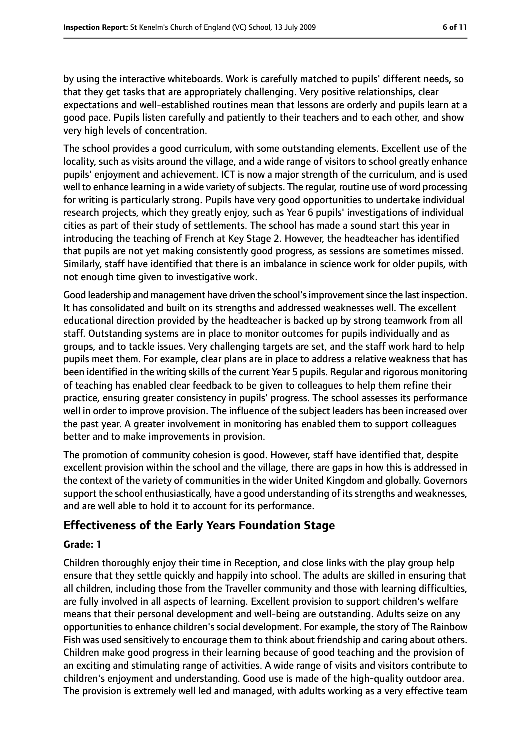by using the interactive whiteboards. Work is carefully matched to pupils' different needs, so that they get tasks that are appropriately challenging. Very positive relationships, clear expectations and well-established routines mean that lessons are orderly and pupils learn at a good pace. Pupils listen carefully and patiently to their teachers and to each other, and show very high levels of concentration.

The school provides a good curriculum, with some outstanding elements. Excellent use of the locality, such as visits around the village, and a wide range of visitors to school greatly enhance pupils' enjoyment and achievement. ICT is now a major strength of the curriculum, and is used well to enhance learning in a wide variety of subjects. The regular, routine use of word processing for writing is particularly strong. Pupils have very good opportunities to undertake individual research projects, which they greatly enjoy, such as Year 6 pupils' investigations of individual cities as part of their study of settlements. The school has made a sound start this year in introducing the teaching of French at Key Stage 2. However, the headteacher has identified that pupils are not yet making consistently good progress, as sessions are sometimes missed. Similarly, staff have identified that there is an imbalance in science work for older pupils, with not enough time given to investigative work.

Good leadership and management have driven the school's improvement since the last inspection. It has consolidated and built on its strengths and addressed weaknesses well. The excellent educational direction provided by the headteacher is backed up by strong teamwork from all staff. Outstanding systems are in place to monitor outcomes for pupils individually and as groups, and to tackle issues. Very challenging targets are set, and the staff work hard to help pupils meet them. For example, clear plans are in place to address a relative weakness that has been identified in the writing skills of the current Year 5 pupils. Regular and rigorous monitoring of teaching has enabled clear feedback to be given to colleagues to help them refine their practice, ensuring greater consistency in pupils' progress. The school assesses its performance well in order to improve provision. The influence of the subject leaders has been increased over the past year. A greater involvement in monitoring has enabled them to support colleagues better and to make improvements in provision.

The promotion of community cohesion is good. However, staff have identified that, despite excellent provision within the school and the village, there are gaps in how this is addressed in the context of the variety of communities in the wider United Kingdom and globally. Governors support the school enthusiastically, have a good understanding of its strengths and weaknesses, and are well able to hold it to account for its performance.

## Effectiveness of the Early Years Foundation Stage

**Grade: 1**

Children thoroughly enjoy their time in Reception, and close links with the play group help ensure that they settle quickly and happily into school. The adults are skilled in ensuring that all children, including those from the Traveller community and those with learning difficulties, are fully involved in all aspects of learning. Excellent provision to support children's welfare means that their personal development and well-being are outstanding. Adults seize on any opportunities to enhance children's social development. For example, the story of The Rainbow Fish was used sensitively to encourage them to think about friendship and caring about others. Children make good progress in their learning because of good teaching and the provision of an exciting and stimulating range of activities. A wide range of visits and visitors contribute to children's enjoyment and understanding. Good use is made of the high-quality outdoor area. The provision is extremely well led and managed, with adults working as a very effective team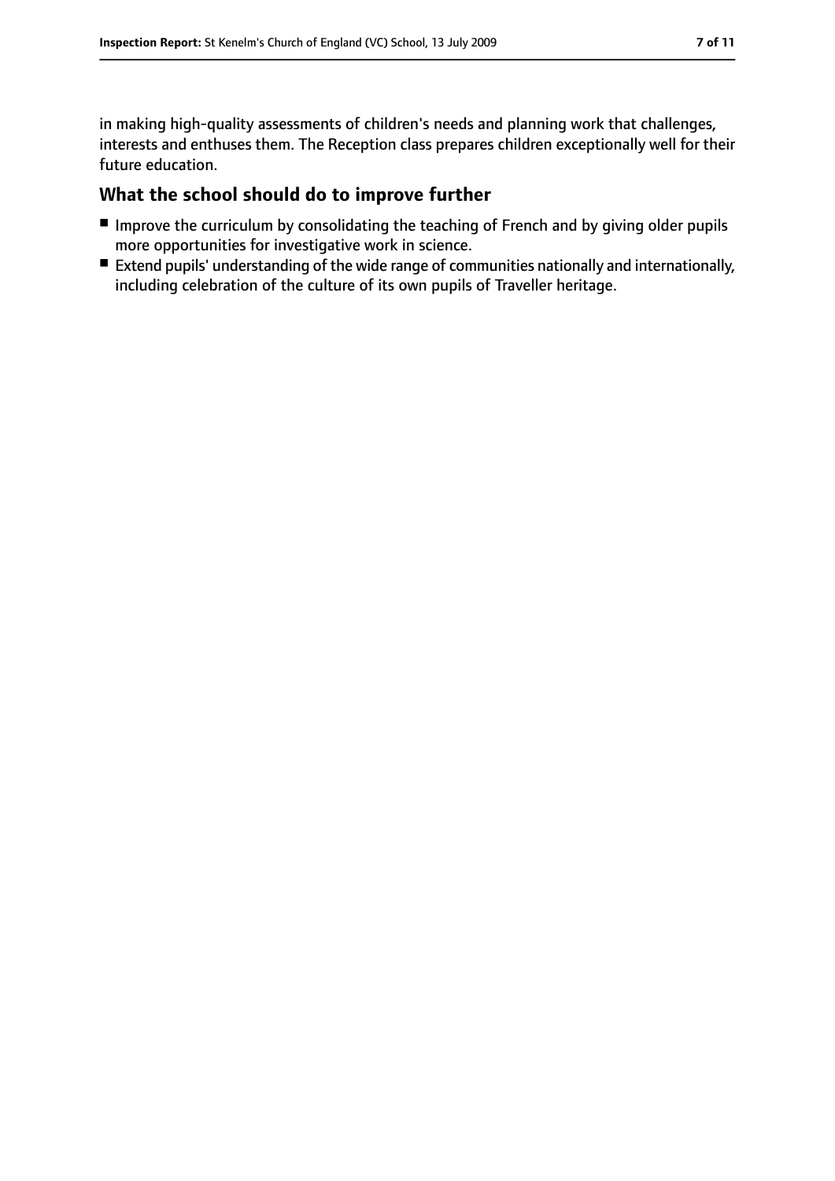in making high-quality assessments of children's needs and planning work that challenges, interests and enthuses them. The Reception class prepares children exceptionally well for their future education.

## What the school should do to improve further

- Improve the curriculum by consolidating the teaching of French and by giving older pupils more opportunities for investigative work in science.
- Extend pupils' understanding of the wide range of communities nationally and internationally, including celebration of the culture of its own pupils of Traveller heritage.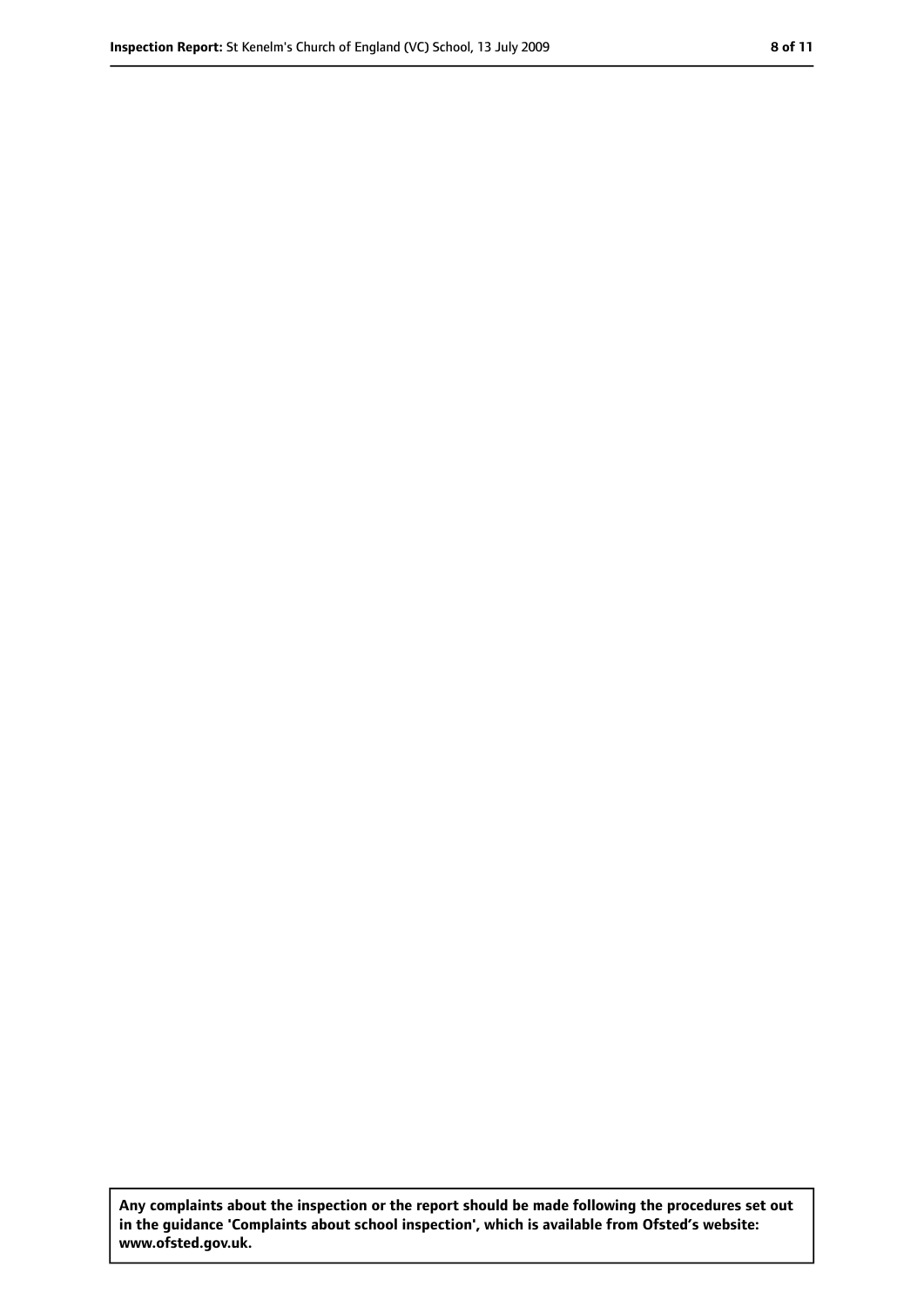**Any complaints about the inspection or the report should be made following the procedures set out in the guidance 'Complaints about school inspection', which is available from Ofsted's website: www.ofsted.gov.uk.**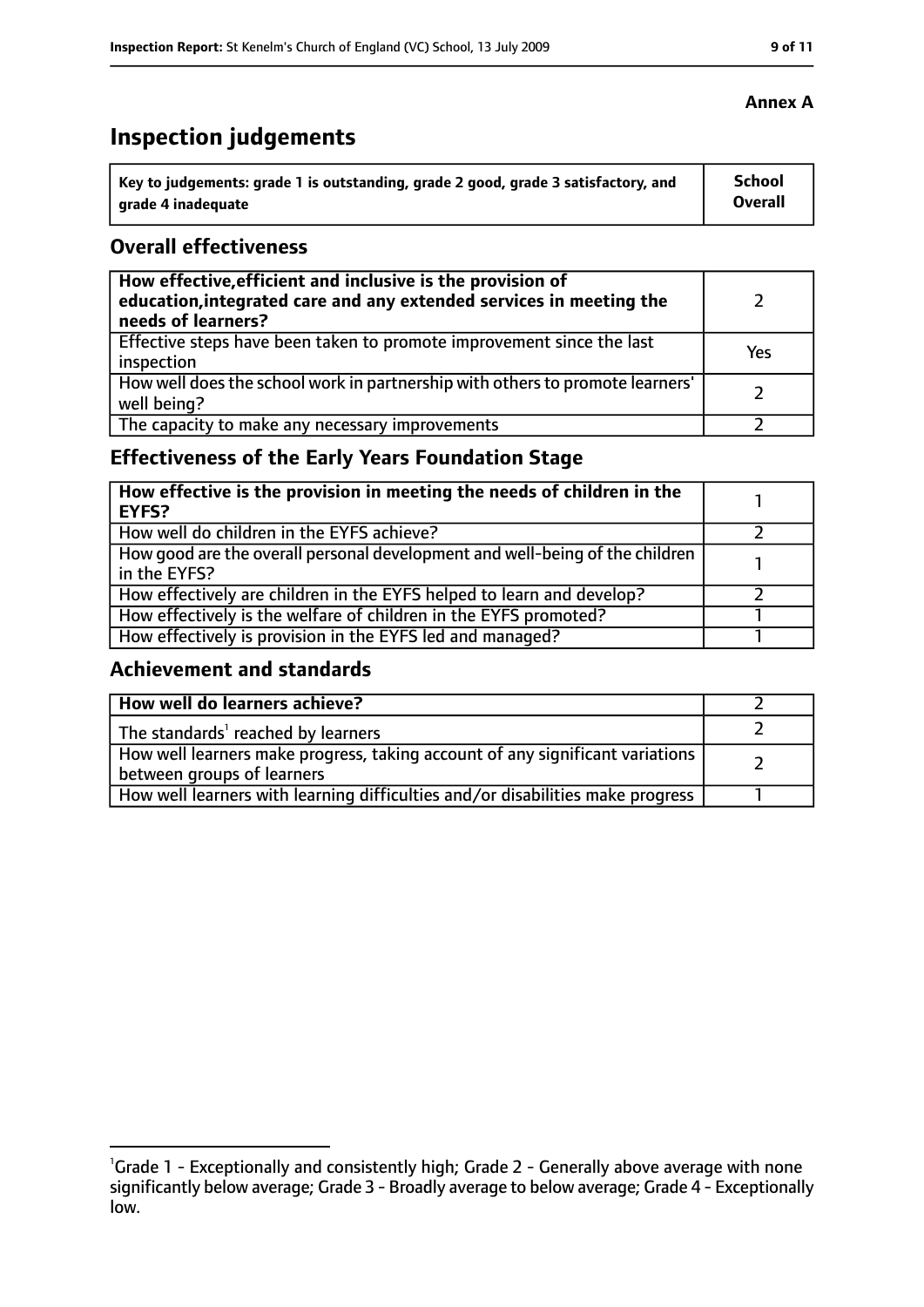**Annex A**

# Inspection judgements

| Key to judgements: grade 1 is outstanding, grade 2 good, grade 3 satisfactory, and grade 4 inadequate | School Overall |
|---|---|

## Overall effectiveness

| | |
|---|---|
| **How effective, efficient and inclusive is the provision of education, integrated care and any extended services in meeting the needs of learners?** | 2 |
| Effective steps have been taken to promote improvement since the last inspection | Yes |
| How well does the school work in partnership with others to promote learners' well being? | 2 |
| The capacity to make any necessary improvements | 2 |

## Effectiveness of the Early Years Foundation Stage

| | |
|---|---|
| **How effective is the provision in meeting the needs of children in the EYFS?** | 1 |
| How well do children in the EYFS achieve? | 2 |
| How good are the overall personal development and well-being of the children in the EYFS? | 1 |
| How effectively are children in the EYFS helped to learn and develop? | 2 |
| How effectively is the welfare of children in the EYFS promoted? | 1 |
| How effectively is provision in the EYFS led and managed? | 1 |

## Achievement and standards

| | |
|---|---|
| **How well do learners achieve?** | 2 |
| The standards[1] reached by learners | 2 |
| How well learners make progress, taking account of any significant variations between groups of learners | 2 |
| How well learners with learning difficulties and/or disabilities make progress | 1 |

[1]Grade 1 - Exceptionally and consistently high; Grade 2 - Generally above average with none significantly below average; Grade 3 - Broadly average to below average; Grade 4 - Exceptionally low.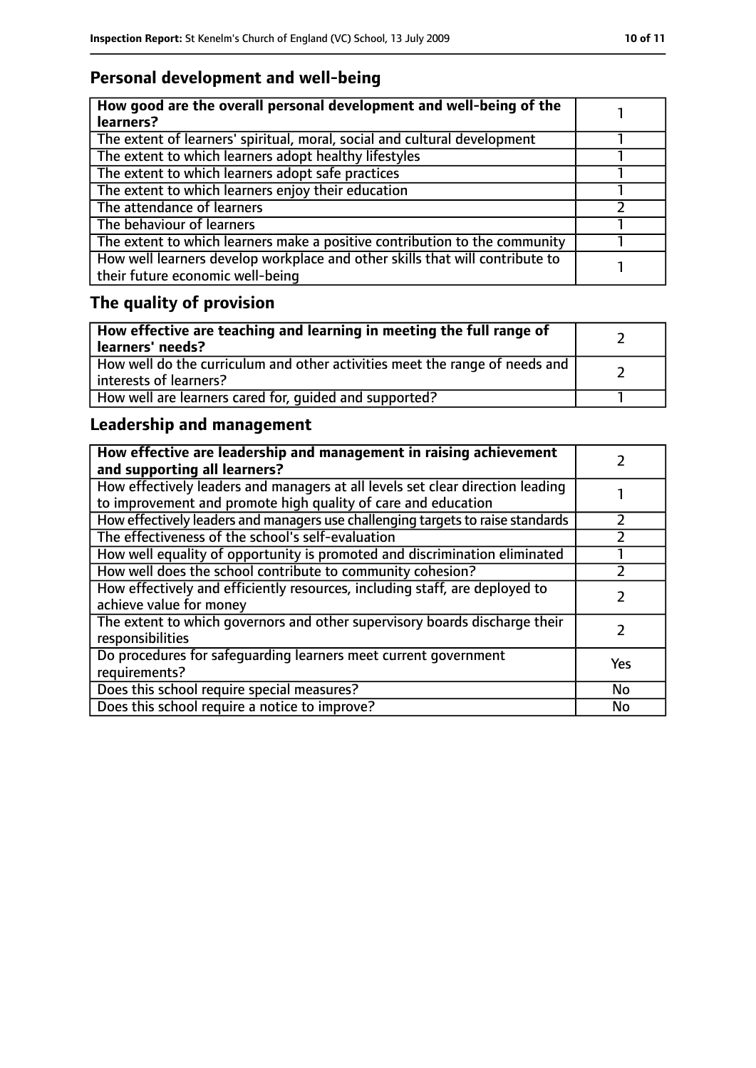## Personal development and well-being

| **How good are the overall personal development and well-being of the learners?** | 1 |
|---|---|
| The extent of learners' spiritual, moral, social and cultural development | 1 |
| The extent to which learners adopt healthy lifestyles | 1 |
| The extent to which learners adopt safe practices | 1 |
| The extent to which learners enjoy their education | 1 |
| The attendance of learners | 2 |
| The behaviour of learners | 1 |
| The extent to which learners make a positive contribution to the community | 1 |
| How well learners develop workplace and other skills that will contribute to their future economic well-being | 1 |

## The quality of provision

| **How effective are teaching and learning in meeting the full range of learners' needs?** | 2 |
|---|---|
| How well do the curriculum and other activities meet the range of needs and interests of learners? | 2 |
| How well are learners cared for, guided and supported? | 1 |

## Leadership and management

| **How effective are leadership and management in raising achievement and supporting all learners?** | 2 |
|---|---|
| How effectively leaders and managers at all levels set clear direction leading to improvement and promote high quality of care and education | 1 |
| How effectively leaders and managers use challenging targets to raise standards | 2 |
| The effectiveness of the school's self-evaluation | 2 |
| How well equality of opportunity is promoted and discrimination eliminated | 1 |
| How well does the school contribute to community cohesion? | 2 |
| How effectively and efficiently resources, including staff, are deployed to achieve value for money | 2 |
| The extent to which governors and other supervisory boards discharge their responsibilities | 2 |
| Do procedures for safeguarding learners meet current government requirements? | Yes |
| Does this school require special measures? | No |
| Does this school require a notice to improve? | No |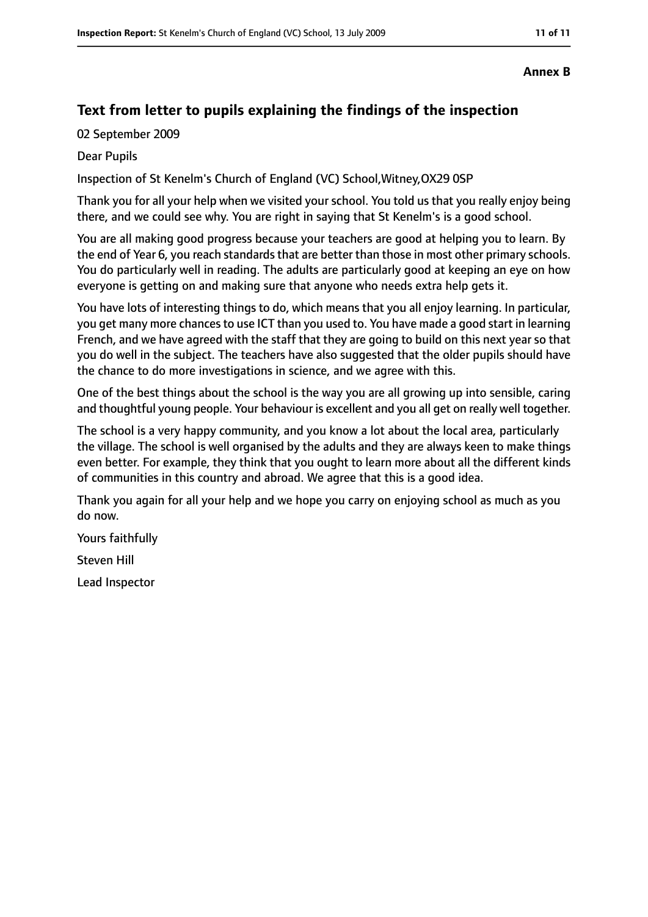**Annex B**

## Text from letter to pupils explaining the findings of the inspection

02 September 2009

Dear Pupils

Inspection of St Kenelm's Church of England (VC) School,Witney,OX29 0SP

Thank you for all your help when we visited your school. You told us that you really enjoy being there, and we could see why. You are right in saying that St Kenelm's is a good school.

You are all making good progress because your teachers are good at helping you to learn. By the end of Year 6, you reach standards that are better than those in most other primary schools. You do particularly well in reading. The adults are particularly good at keeping an eye on how everyone is getting on and making sure that anyone who needs extra help gets it.

You have lots of interesting things to do, which means that you all enjoy learning. In particular, you get many more chances to use ICT than you used to. You have made a good start in learning French, and we have agreed with the staff that they are going to build on this next year so that you do well in the subject. The teachers have also suggested that the older pupils should have the chance to do more investigations in science, and we agree with this.

One of the best things about the school is the way you are all growing up into sensible, caring and thoughtful young people. Your behaviour is excellent and you all get on really well together.

The school is a very happy community, and you know a lot about the local area, particularly the village. The school is well organised by the adults and they are always keen to make things even better. For example, they think that you ought to learn more about all the different kinds of communities in this country and abroad. We agree that this is a good idea.

Thank you again for all your help and we hope you carry on enjoying school as much as you do now.

Yours faithfully

Steven Hill

Lead Inspector